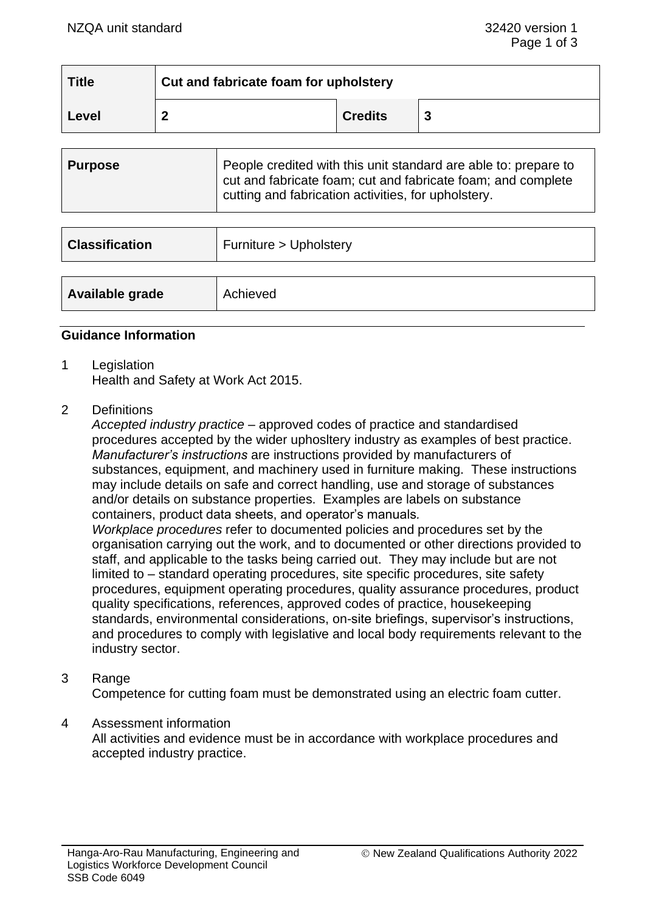| Title | Cut and fabricate foam for upholstery | | |
|---|---|---|---|
| Level | 2 | Credits | 3 |

| Purpose | People credited with this unit standard are able to: prepare to cut and fabricate foam; cut and fabricate foam; and complete cutting and fabrication activities, for upholstery. |
|---|---|

| Classification | Furniture > Upholstery |
|---|---|

| Available grade | Achieved |
|---|---|

## Guidance Information

1 Legislation
Health and Safety at Work Act 2015.

2 Definitions
*Accepted industry practice* – approved codes of practice and standardised procedures accepted by the wider uphosltery industry as examples of best practice.
*Manufacturer's instructions* are instructions provided by manufacturers of substances, equipment, and machinery used in furniture making. These instructions may include details on safe and correct handling, use and storage of substances and/or details on substance properties. Examples are labels on substance containers, product data sheets, and operator's manuals.
*Workplace procedures* refer to documented policies and procedures set by the organisation carrying out the work, and to documented or other directions provided to staff, and applicable to the tasks being carried out. They may include but are not limited to – standard operating procedures, site specific procedures, site safety procedures, equipment operating procedures, quality assurance procedures, product quality specifications, references, approved codes of practice, housekeeping standards, environmental considerations, on-site briefings, supervisor's instructions, and procedures to comply with legislative and local body requirements relevant to the industry sector.

3 Range
Competence for cutting foam must be demonstrated using an electric foam cutter.

4 Assessment information
All activities and evidence must be in accordance with workplace procedures and accepted industry practice.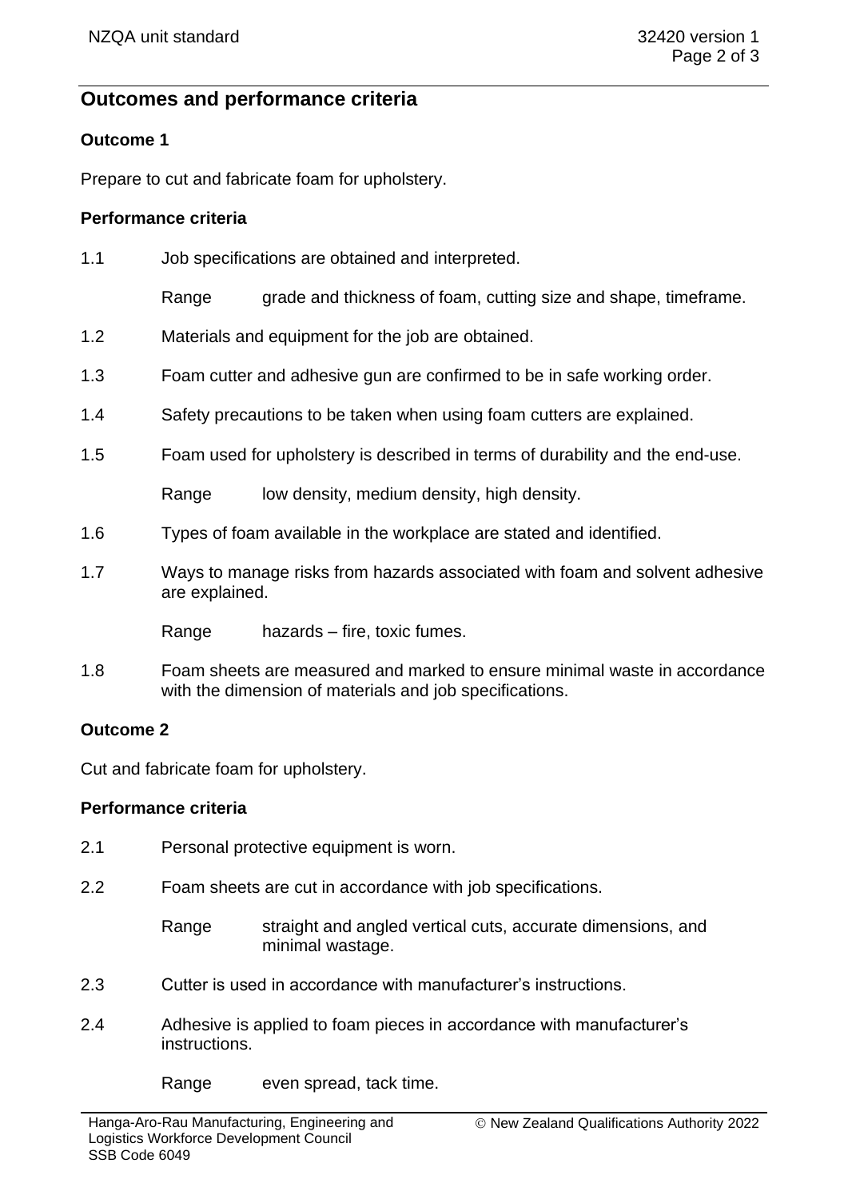## Outcomes and performance criteria

### Outcome 1

Prepare to cut and fabricate foam for upholstery.

#### Performance criteria

1.1 Job specifications are obtained and interpreted.

Range grade and thickness of foam, cutting size and shape, timeframe.

1.2 Materials and equipment for the job are obtained.

1.3 Foam cutter and adhesive gun are confirmed to be in safe working order.

1.4 Safety precautions to be taken when using foam cutters are explained.

1.5 Foam used for upholstery is described in terms of durability and the end-use.

Range low density, medium density, high density.

1.6 Types of foam available in the workplace are stated and identified.

1.7 Ways to manage risks from hazards associated with foam and solvent adhesive are explained.

Range hazards – fire, toxic fumes.

1.8 Foam sheets are measured and marked to ensure minimal waste in accordance with the dimension of materials and job specifications.

### Outcome 2

Cut and fabricate foam for upholstery.

#### Performance criteria

2.1 Personal protective equipment is worn.

2.2 Foam sheets are cut in accordance with job specifications.

Range straight and angled vertical cuts, accurate dimensions, and minimal wastage.

2.3 Cutter is used in accordance with manufacturer's instructions.

2.4 Adhesive is applied to foam pieces in accordance with manufacturer's instructions.

Range even spread, tack time.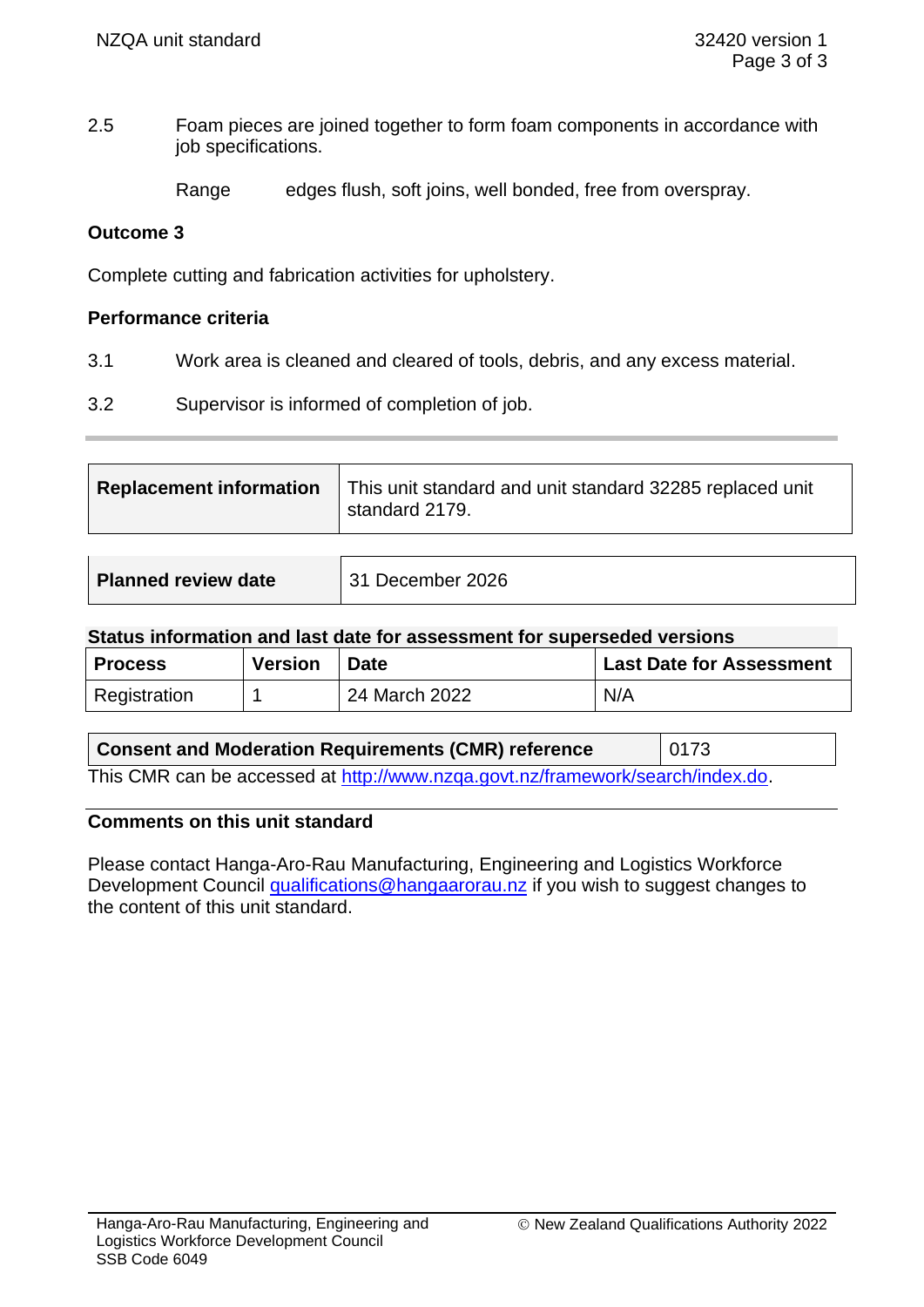2.5 Foam pieces are joined together to form foam components in accordance with job specifications.

Range edges flush, soft joins, well bonded, free from overspray.

**Outcome 3**

Complete cutting and fabrication activities for upholstery.

**Performance criteria**

3.1 Work area is cleaned and cleared of tools, debris, and any excess material.

3.2 Supervisor is informed of completion of job.

| | |
|---|---|
| **Replacement information** | This unit standard and unit standard 32285 replaced unit standard 2179. |

| | |
|---|---|
| **Planned review date** | 31 December 2026 |

**Status information and last date for assessment for superseded versions**

| Process | Version | Date | Last Date for Assessment |
|---|---|---|---|
| Registration | 1 | 24 March 2022 | N/A |

| | |
|---|---|
| **Consent and Moderation Requirements (CMR) reference** | 0173 |

This CMR can be accessed at http://www.nzqa.govt.nz/framework/search/index.do.

**Comments on this unit standard**

Please contact Hanga-Aro-Rau Manufacturing, Engineering and Logistics Workforce Development Council qualifications@hangaarorau.nz if you wish to suggest changes to the content of this unit standard.